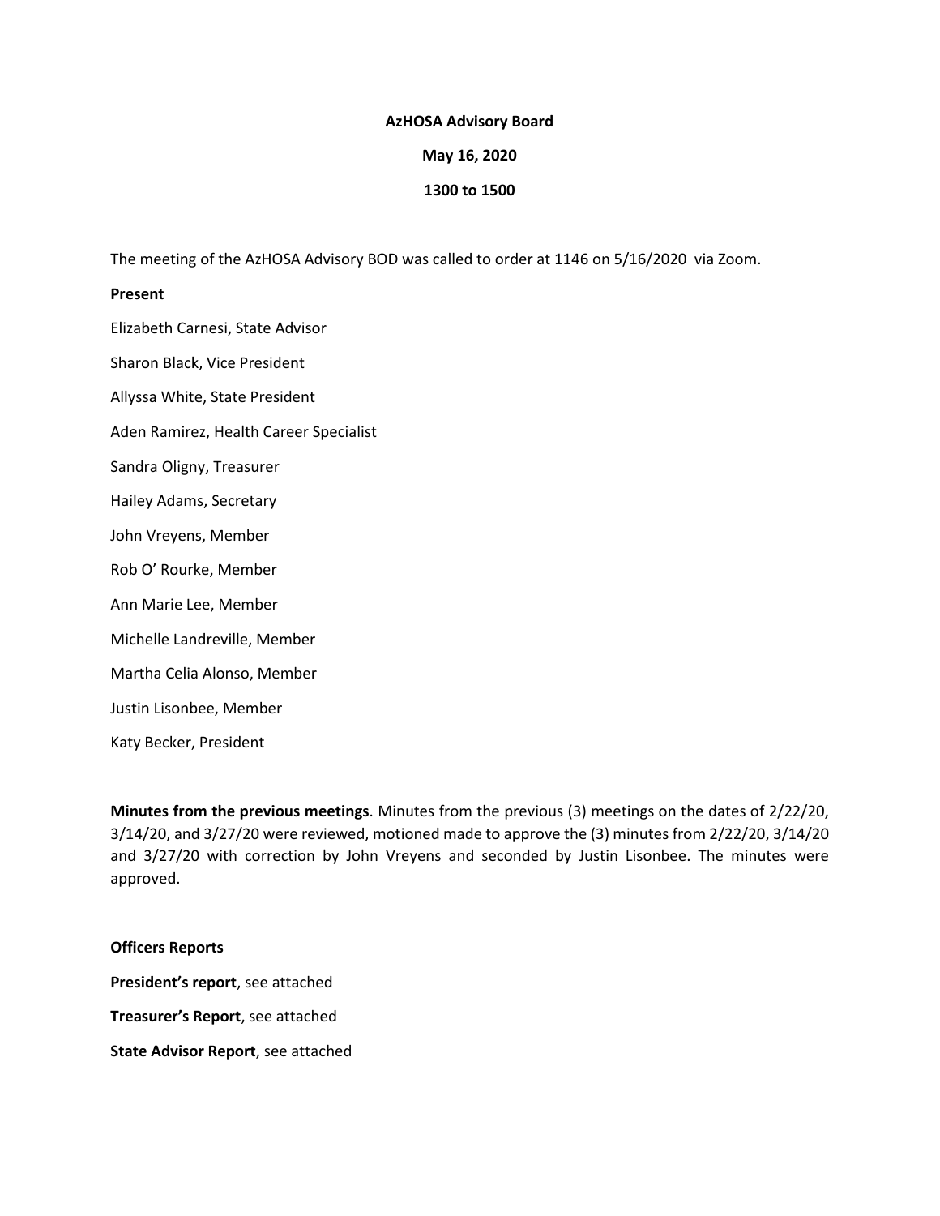**AzHOSA Advisory Board**

**May 16, 2020**

**1300 to 1500**

The meeting of the AzHOSA Advisory BOD was called to order at 1146 on 5/16/2020 via Zoom.

**Present**

Elizabeth Carnesi, State Advisor

Sharon Black, Vice President

Allyssa White, State President

Aden Ramirez, Health Career Specialist

Sandra Oligny, Treasurer

Hailey Adams, Secretary

John Vreyens, Member

Rob O' Rourke, Member

Ann Marie Lee, Member

Michelle Landreville, Member

Martha Celia Alonso, Member

Justin Lisonbee, Member

Katy Becker, President

**Minutes from the previous meetings**. Minutes from the previous (3) meetings on the dates of 2/22/20, 3/14/20, and 3/27/20 were reviewed, motioned made to approve the (3) minutes from 2/22/20, 3/14/20 and 3/27/20 with correction by John Vreyens and seconded by Justin Lisonbee. The minutes were approved.

**Officers Reports**

**President's report**, see attached

**Treasurer's Report**, see attached

**State Advisor Report**, see attached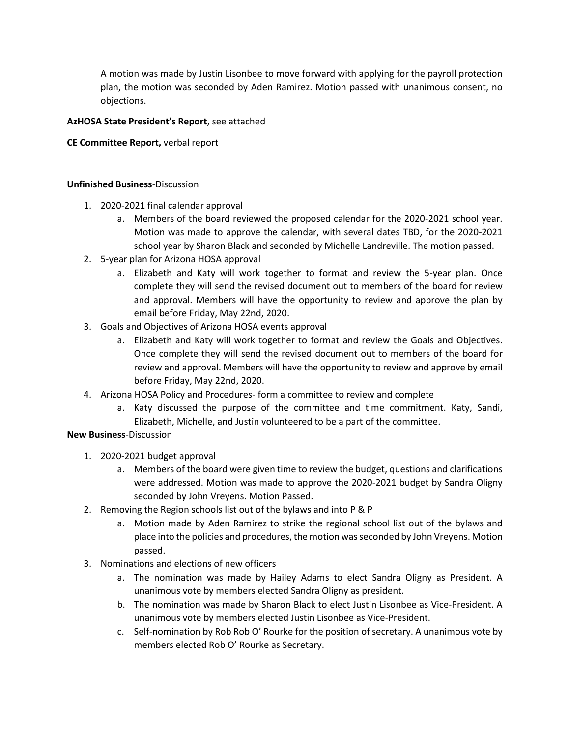A motion was made by Justin Lisonbee to move forward with applying for the payroll protection plan, the motion was seconded by Aden Ramirez. Motion passed with unanimous consent, no objections.

**AzHOSA State President's Report**, see attached

**CE Committee Report,** verbal report

**Unfinished Business**-Discussion

1. 2020-2021 final calendar approval
   a. Members of the board reviewed the proposed calendar for the 2020-2021 school year. Motion was made to approve the calendar, with several dates TBD, for the 2020-2021 school year by Sharon Black and seconded by Michelle Landreville. The motion passed.
2. 5-year plan for Arizona HOSA approval
   a. Elizabeth and Katy will work together to format and review the 5-year plan. Once complete they will send the revised document out to members of the board for review and approval. Members will have the opportunity to review and approve the plan by email before Friday, May 22nd, 2020.
3. Goals and Objectives of Arizona HOSA events approval
   a. Elizabeth and Katy will work together to format and review the Goals and Objectives. Once complete they will send the revised document out to members of the board for review and approval. Members will have the opportunity to review and approve by email before Friday, May 22nd, 2020.
4. Arizona HOSA Policy and Procedures- form a committee to review and complete
   a. Katy discussed the purpose of the committee and time commitment. Katy, Sandi, Elizabeth, Michelle, and Justin volunteered to be a part of the committee.

**New Business**-Discussion

1. 2020-2021 budget approval
   a. Members of the board were given time to review the budget, questions and clarifications were addressed. Motion was made to approve the 2020-2021 budget by Sandra Oligny seconded by John Vreyens. Motion Passed.
2. Removing the Region schools list out of the bylaws and into P & P
   a. Motion made by Aden Ramirez to strike the regional school list out of the bylaws and place into the policies and procedures, the motion was seconded by John Vreyens. Motion passed.
3. Nominations and elections of new officers
   a. The nomination was made by Hailey Adams to elect Sandra Oligny as President. A unanimous vote by members elected Sandra Oligny as president.
   b. The nomination was made by Sharon Black to elect Justin Lisonbee as Vice-President. A unanimous vote by members elected Justin Lisonbee as Vice-President.
   c. Self-nomination by Rob Rob O' Rourke for the position of secretary. A unanimous vote by members elected Rob O' Rourke as Secretary.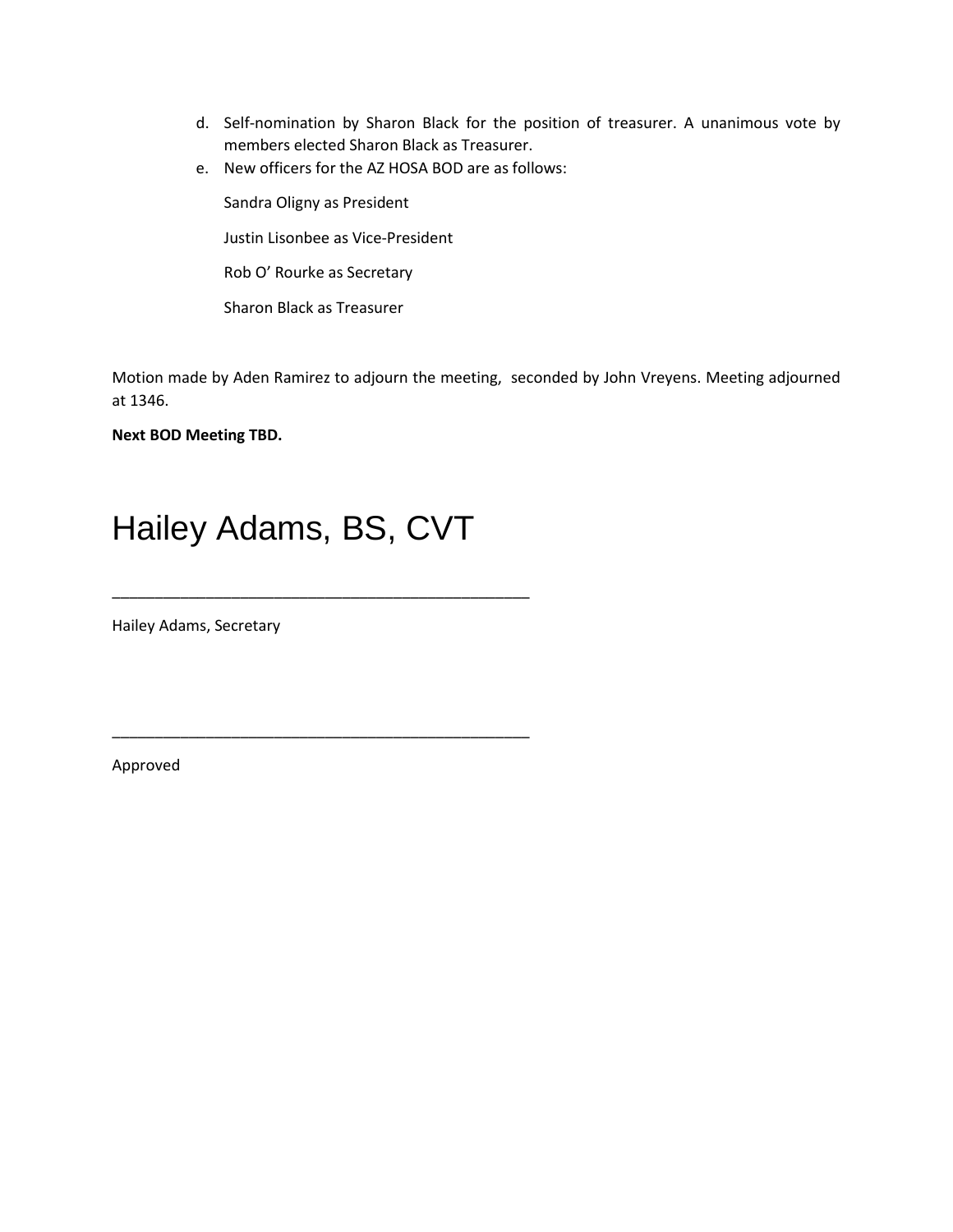d. Self-nomination by Sharon Black for the position of treasurer. A unanimous vote by members elected Sharon Black as Treasurer.

e. New officers for the AZ HOSA BOD are as follows:

   Sandra Oligny as President

   Justin Lisonbee as Vice-President

   Rob O' Rourke as Secretary

   Sharon Black as Treasurer

Motion made by Aden Ramirez to adjourn the meeting, seconded by John Vreyens. Meeting adjourned at 1346.

**Next BOD Meeting TBD.**

Hailey Adams, BS, CVT

_______________________________________________

Hailey Adams, Secretary

_______________________________________________

Approved